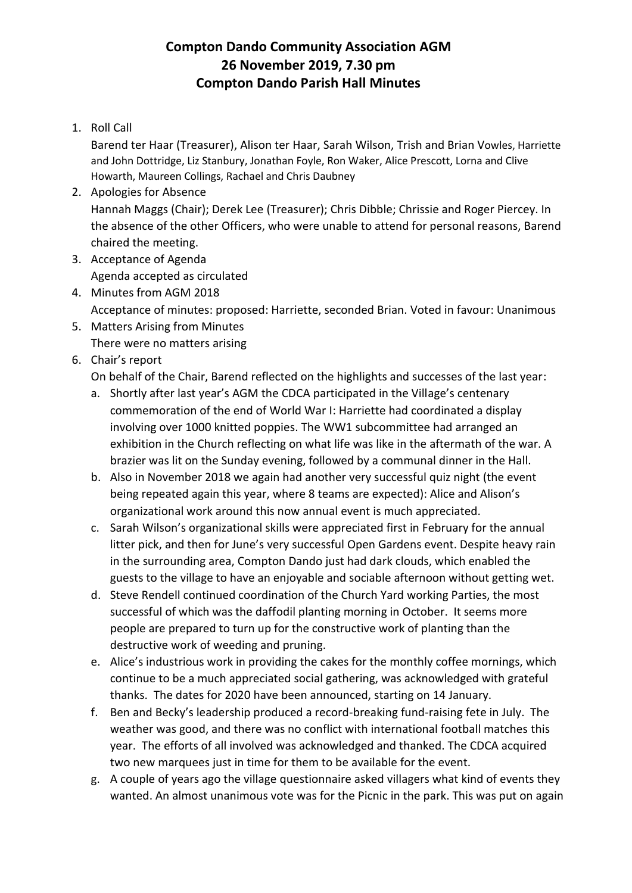# Compton Dando Community Association AGM
## 26 November 2019, 7.30 pm
## Compton Dando Parish Hall Minutes

1. Roll Call
   Barend ter Haar (Treasurer), Alison ter Haar, Sarah Wilson, Trish and Brian Vowles, Harriette and John Dottridge, Liz Stanbury, Jonathan Foyle, Ron Waker, Alice Prescott, Lorna and Clive Howarth, Maureen Collings, Rachael and Chris Daubney
2. Apologies for Absence
   Hannah Maggs (Chair); Derek Lee (Treasurer); Chris Dibble; Chrissie and Roger Piercey. In the absence of the other Officers, who were unable to attend for personal reasons, Barend chaired the meeting.
3. Acceptance of Agenda
   Agenda accepted as circulated
4. Minutes from AGM 2018
   Acceptance of minutes: proposed: Harriette, seconded Brian. Voted in favour: Unanimous
5. Matters Arising from Minutes
   There were no matters arising
6. Chair's report
   On behalf of the Chair, Barend reflected on the highlights and successes of the last year:
   a. Shortly after last year's AGM the CDCA participated in the Village's centenary commemoration of the end of World War I: Harriette had coordinated a display involving over 1000 knitted poppies. The WW1 subcommittee had arranged an exhibition in the Church reflecting on what life was like in the aftermath of the war. A brazier was lit on the Sunday evening, followed by a communal dinner in the Hall.
   b. Also in November 2018 we again had another very successful quiz night (the event being repeated again this year, where 8 teams are expected): Alice and Alison's organizational work around this now annual event is much appreciated.
   c. Sarah Wilson's organizational skills were appreciated first in February for the annual litter pick, and then for June's very successful Open Gardens event. Despite heavy rain in the surrounding area, Compton Dando just had dark clouds, which enabled the guests to the village to have an enjoyable and sociable afternoon without getting wet.
   d. Steve Rendell continued coordination of the Church Yard working Parties, the most successful of which was the daffodil planting morning in October. It seems more people are prepared to turn up for the constructive work of planting than the destructive work of weeding and pruning.
   e. Alice's industrious work in providing the cakes for the monthly coffee mornings, which continue to be a much appreciated social gathering, was acknowledged with grateful thanks. The dates for 2020 have been announced, starting on 14 January.
   f. Ben and Becky's leadership produced a record-breaking fund-raising fete in July. The weather was good, and there was no conflict with international football matches this year. The efforts of all involved was acknowledged and thanked. The CDCA acquired two new marquees just in time for them to be available for the event.
   g. A couple of years ago the village questionnaire asked villagers what kind of events they wanted. An almost unanimous vote was for the Picnic in the park. This was put on again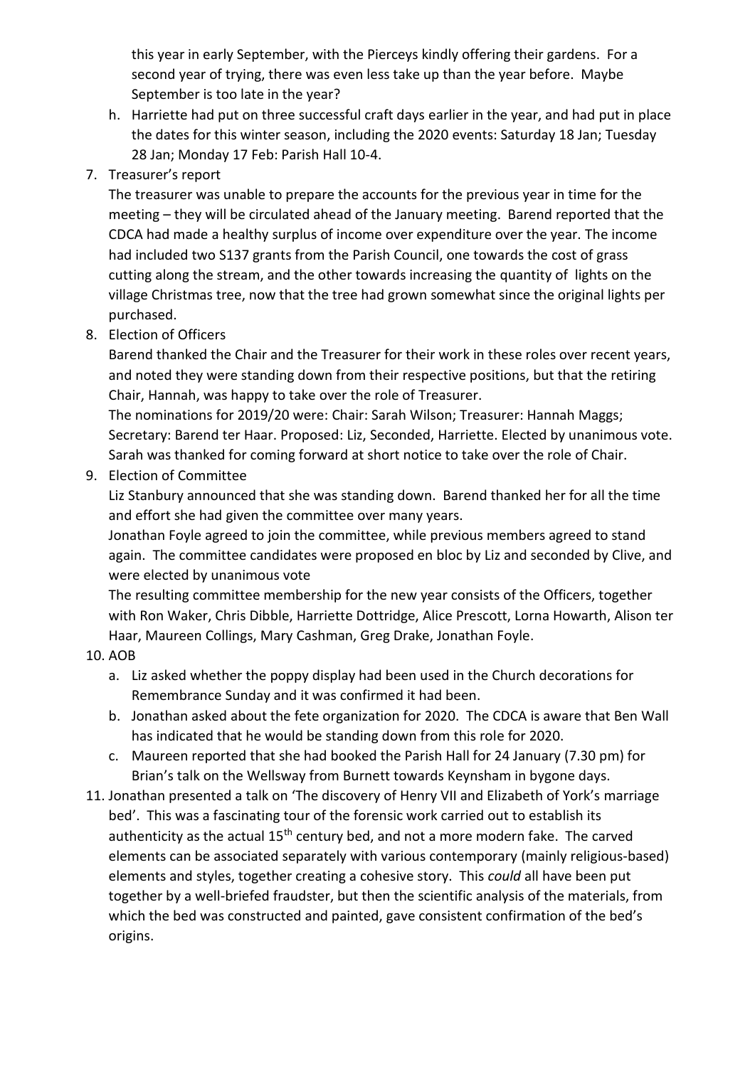this year in early September, with the Pierceys kindly offering their gardens. For a second year of trying, there was even less take up than the year before. Maybe September is too late in the year?

   h. Harriette had put on three successful craft days earlier in the year, and had put in place the dates for this winter season, including the 2020 events: Saturday 18 Jan; Tuesday 28 Jan; Monday 17 Feb: Parish Hall 10-4.

7. Treasurer's report

   The treasurer was unable to prepare the accounts for the previous year in time for the meeting – they will be circulated ahead of the January meeting. Barend reported that the CDCA had made a healthy surplus of income over expenditure over the year. The income had included two S137 grants from the Parish Council, one towards the cost of grass cutting along the stream, and the other towards increasing the quantity of lights on the village Christmas tree, now that the tree had grown somewhat since the original lights per purchased.

8. Election of Officers

   Barend thanked the Chair and the Treasurer for their work in these roles over recent years, and noted they were standing down from their respective positions, but that the retiring Chair, Hannah, was happy to take over the role of Treasurer.

   The nominations for 2019/20 were: Chair: Sarah Wilson; Treasurer: Hannah Maggs; Secretary: Barend ter Haar. Proposed: Liz, Seconded, Harriette. Elected by unanimous vote. Sarah was thanked for coming forward at short notice to take over the role of Chair.

9. Election of Committee

   Liz Stanbury announced that she was standing down. Barend thanked her for all the time and effort she had given the committee over many years.

   Jonathan Foyle agreed to join the committee, while previous members agreed to stand again. The committee candidates were proposed en bloc by Liz and seconded by Clive, and were elected by unanimous vote

   The resulting committee membership for the new year consists of the Officers, together with Ron Waker, Chris Dibble, Harriette Dottridge, Alice Prescott, Lorna Howarth, Alison ter Haar, Maureen Collings, Mary Cashman, Greg Drake, Jonathan Foyle.

10. AOB

    a. Liz asked whether the poppy display had been used in the Church decorations for Remembrance Sunday and it was confirmed it had been.
    b. Jonathan asked about the fete organization for 2020. The CDCA is aware that Ben Wall has indicated that he would be standing down from this role for 2020.
    c. Maureen reported that she had booked the Parish Hall for 24 January (7.30 pm) for Brian's talk on the Wellsway from Burnett towards Keynsham in bygone days.

11. Jonathan presented a talk on 'The discovery of Henry VII and Elizabeth of York's marriage bed'. This was a fascinating tour of the forensic work carried out to establish its authenticity as the actual 15th century bed, and not a more modern fake. The carved elements can be associated separately with various contemporary (mainly religious-based) elements and styles, together creating a cohesive story. This *could* all have been put together by a well-briefed fraudster, but then the scientific analysis of the materials, from which the bed was constructed and painted, gave consistent confirmation of the bed's origins.